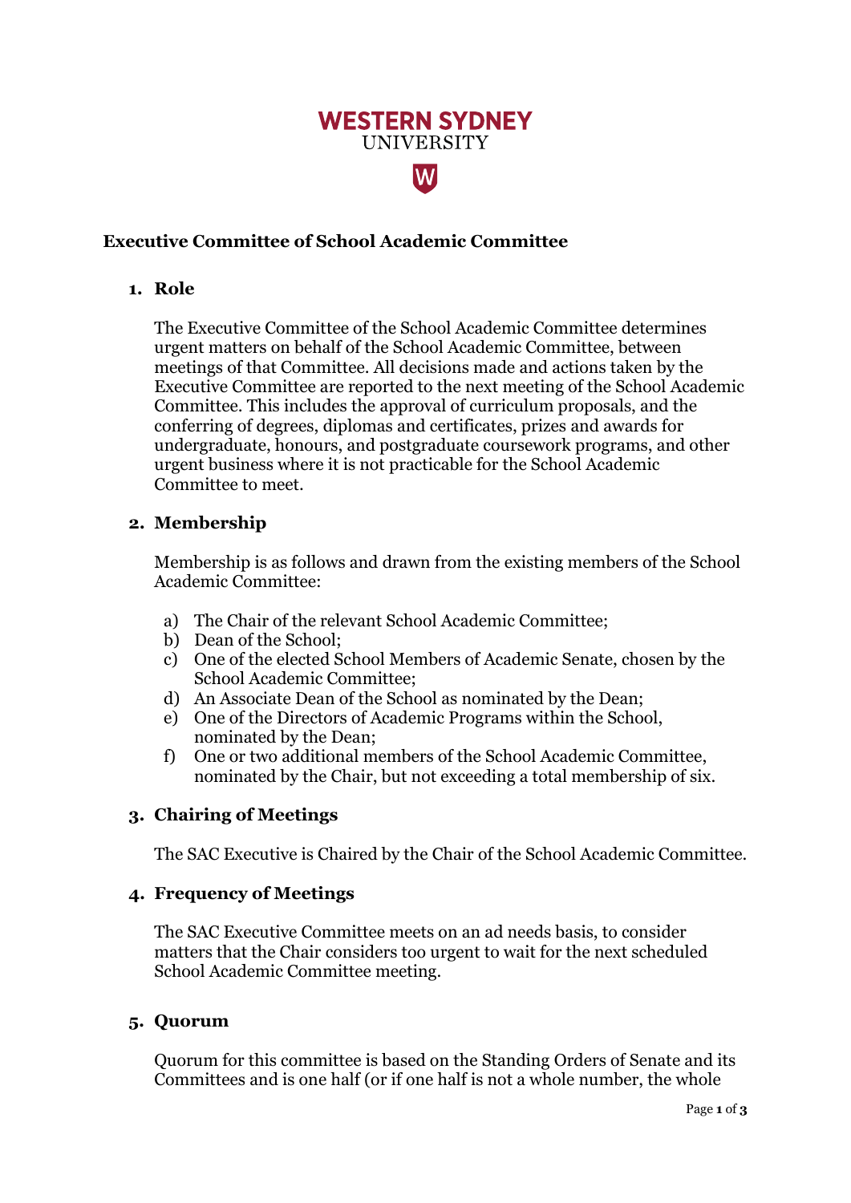**WESTERN SYDNEY**
UNIVERSITY

# Executive Committee of School Academic Committee

## 1. Role

The Executive Committee of the School Academic Committee determines urgent matters on behalf of the School Academic Committee, between meetings of that Committee. All decisions made and actions taken by the Executive Committee are reported to the next meeting of the School Academic Committee. This includes the approval of curriculum proposals, and the conferring of degrees, diplomas and certificates, prizes and awards for undergraduate, honours, and postgraduate coursework programs, and other urgent business where it is not practicable for the School Academic Committee to meet.

## 2. Membership

Membership is as follows and drawn from the existing members of the School Academic Committee:

a) The Chair of the relevant School Academic Committee;
b) Dean of the School;
c) One of the elected School Members of Academic Senate, chosen by the School Academic Committee;
d) An Associate Dean of the School as nominated by the Dean;
e) One of the Directors of Academic Programs within the School, nominated by the Dean;
f) One or two additional members of the School Academic Committee, nominated by the Chair, but not exceeding a total membership of six.

## 3. Chairing of Meetings

The SAC Executive is Chaired by the Chair of the School Academic Committee.

## 4. Frequency of Meetings

The SAC Executive Committee meets on an ad needs basis, to consider matters that the Chair considers too urgent to wait for the next scheduled School Academic Committee meeting.

## 5. Quorum

Quorum for this committee is based on the Standing Orders of Senate and its Committees and is one half (or if one half is not a whole number, the whole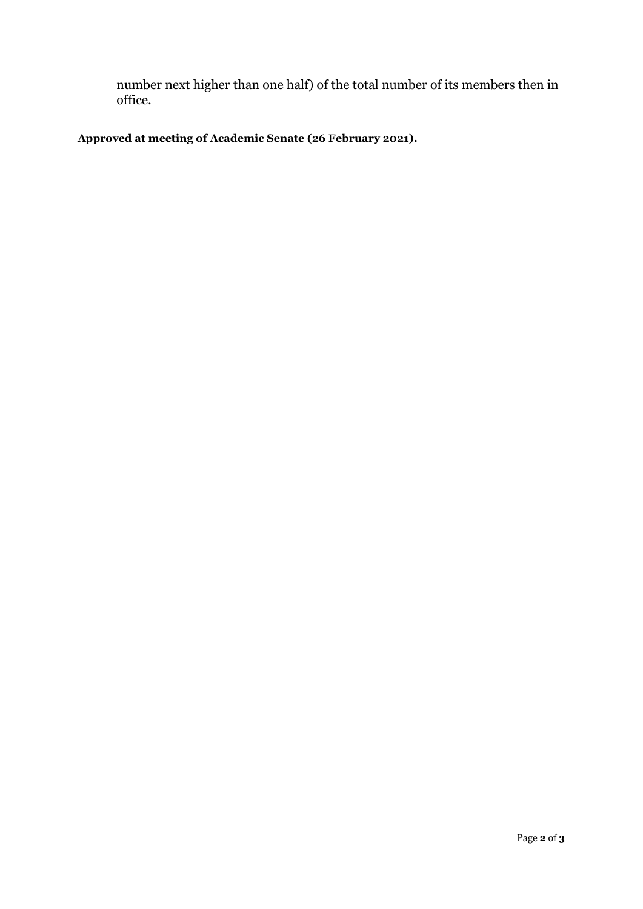number next higher than one half) of the total number of its members then in office.

**Approved at meeting of Academic Senate (26 February 2021).**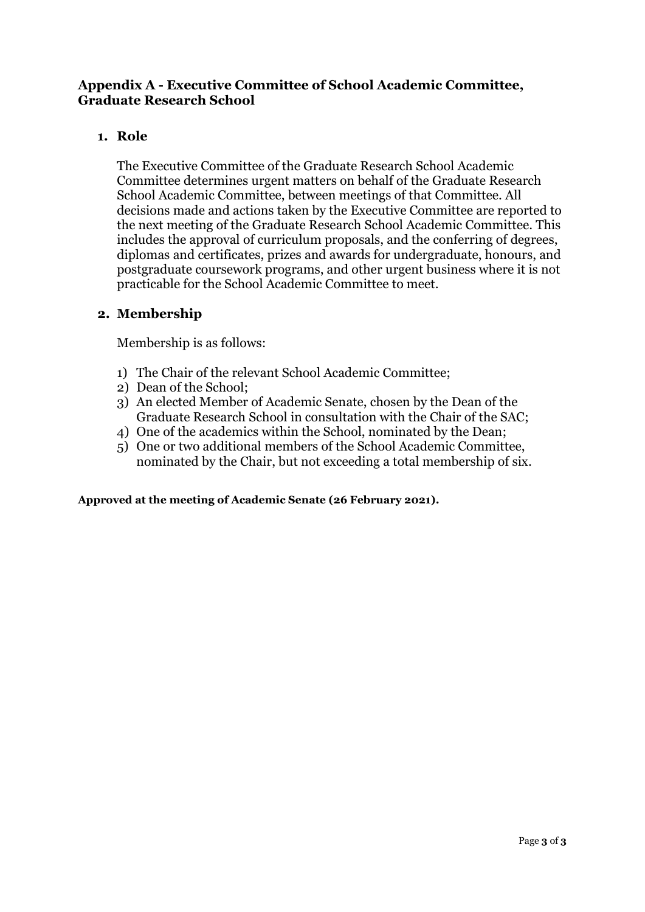## Appendix A - Executive Committee of School Academic Committee, Graduate Research School

### 1. Role

The Executive Committee of the Graduate Research School Academic Committee determines urgent matters on behalf of the Graduate Research School Academic Committee, between meetings of that Committee. All decisions made and actions taken by the Executive Committee are reported to the next meeting of the Graduate Research School Academic Committee. This includes the approval of curriculum proposals, and the conferring of degrees, diplomas and certificates, prizes and awards for undergraduate, honours, and postgraduate coursework programs, and other urgent business where it is not practicable for the School Academic Committee to meet.

### 2. Membership

Membership is as follows:

1) The Chair of the relevant School Academic Committee;
2) Dean of the School;
3) An elected Member of Academic Senate, chosen by the Dean of the Graduate Research School in consultation with the Chair of the SAC;
4) One of the academics within the School, nominated by the Dean;
5) One or two additional members of the School Academic Committee, nominated by the Chair, but not exceeding a total membership of six.

**Approved at the meeting of Academic Senate (26 February 2021).**